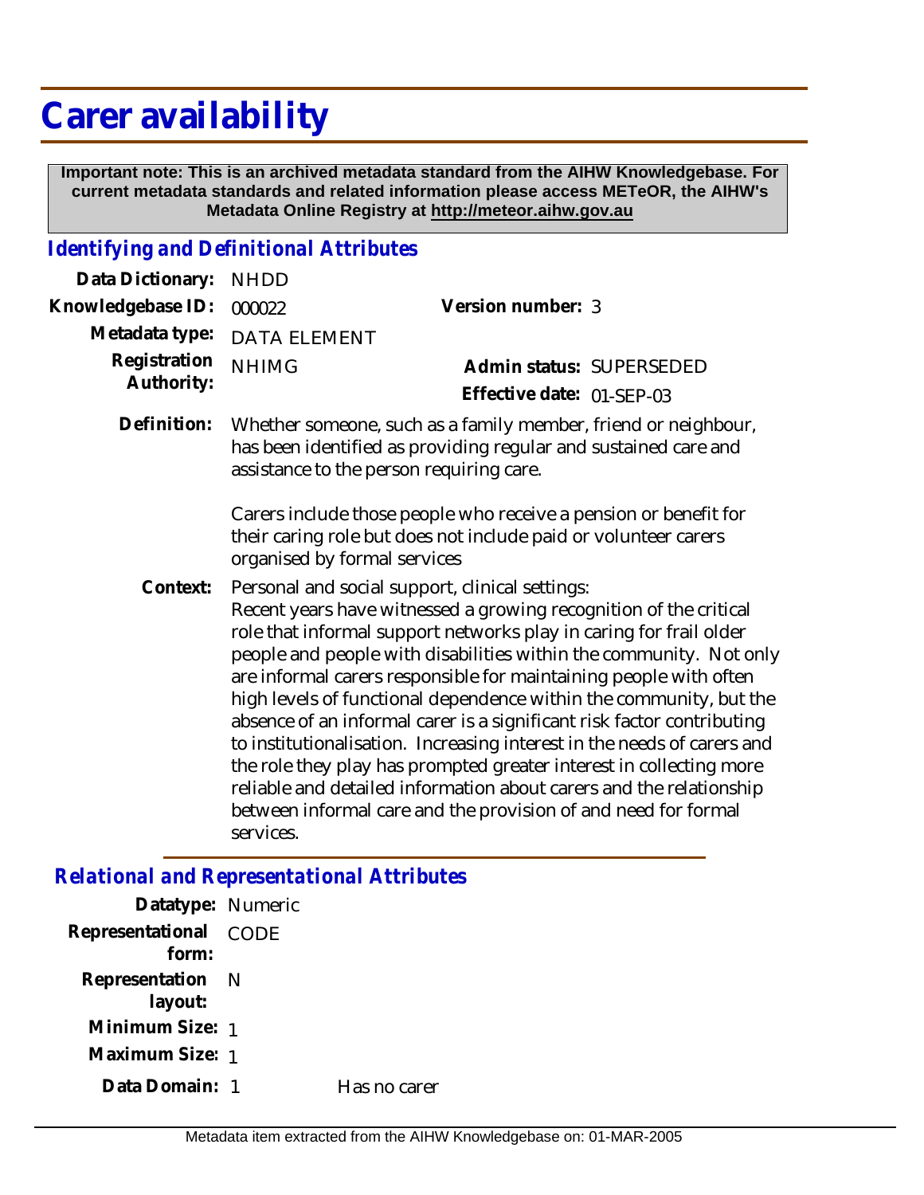# Carer availability

**Important note: This is an archived metadata standard from the AIHW Knowledgebase. For current metadata standards and related information please access METeOR, the AIHW's Metadata Online Registry at http://meteor.aihw.gov.au**

## *Identifying and Definitional Attributes*

**Data Dictionary:** NHDD

**Knowledgebase ID:** 000022

**Version number:** 3

**Metadata type:** DATA ELEMENT

**Registration Authority:** NHIMG

**Admin status:** SUPERSEDED

**Effective date:** 01-SEP-03

**Definition:** Whether someone, such as a family member, friend or neighbour, has been identified as providing regular and sustained care and assistance to the person requiring care.

Carers include those people who receive a pension or benefit for their caring role but does not include paid or volunteer carers organised by formal services

**Context:** Personal and social support, clinical settings:
Recent years have witnessed a growing recognition of the critical role that informal support networks play in caring for frail older people and people with disabilities within the community. Not only are informal carers responsible for maintaining people with often high levels of functional dependence within the community, but the absence of an informal carer is a significant risk factor contributing to institutionalisation. Increasing interest in the needs of carers and the role they play has prompted greater interest in collecting more reliable and detailed information about carers and the relationship between informal care and the provision of and need for formal services.

## *Relational and Representational Attributes*

**Datatype:** Numeric

**Representational form:** CODE

**Representation layout:** N

**Minimum Size:** 1

**Maximum Size:** 1

**Data Domain:** 1 Has no carer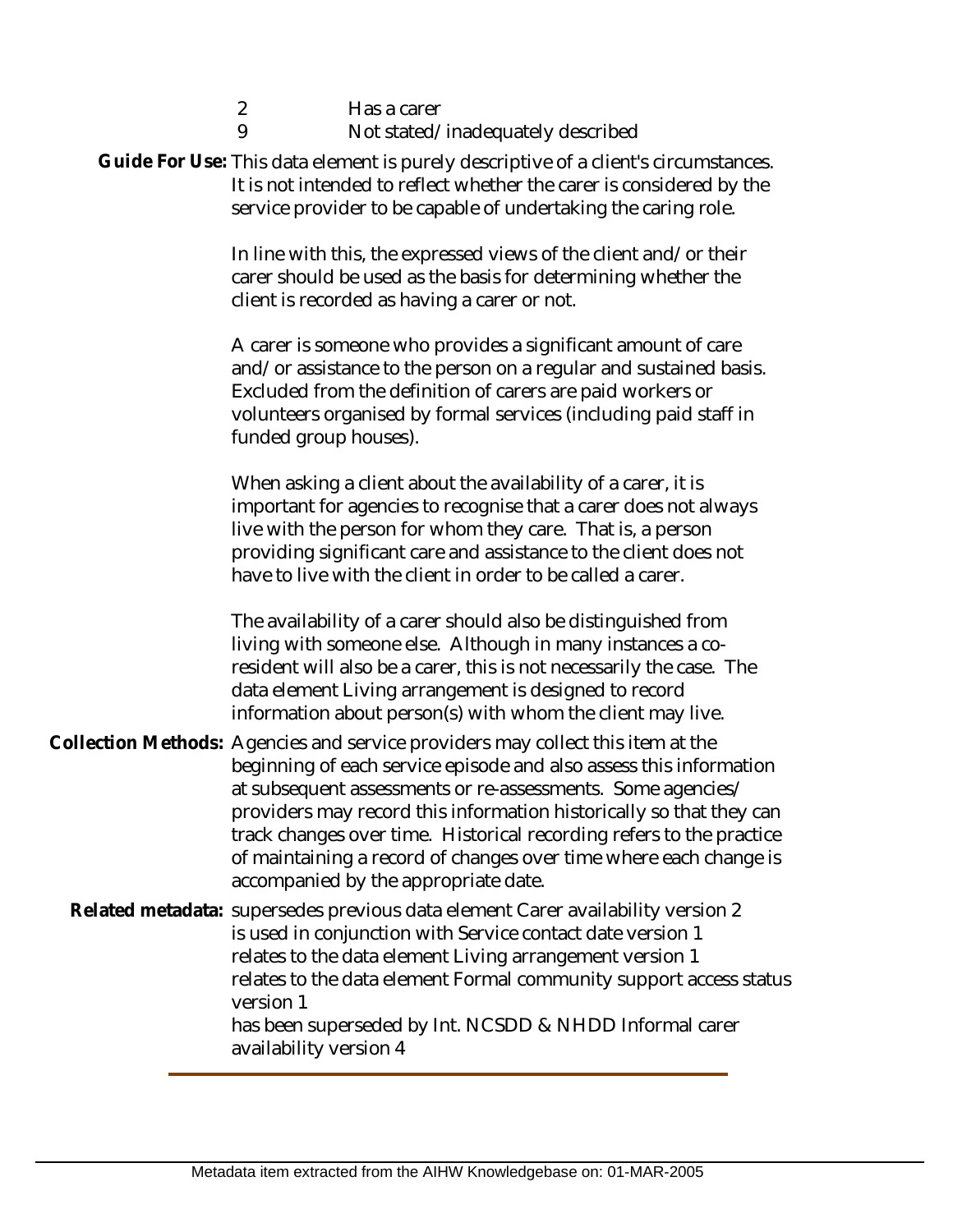| | |
|---|---|
| 2 | Has a carer |
| 9 | Not stated/inadequately described |

**Guide For Use:** This data element is purely descriptive of a client's circumstances. It is not intended to reflect whether the carer is considered by the service provider to be capable of undertaking the caring role.

In line with this, the expressed views of the client and/or their carer should be used as the basis for determining whether the client is recorded as having a carer or not.

A carer is someone who provides a significant amount of care and/or assistance to the person on a regular and sustained basis. Excluded from the definition of carers are paid workers or volunteers organised by formal services (including paid staff in funded group houses).

When asking a client about the availability of a carer, it is important for agencies to recognise that a carer does not always live with the person for whom they care. That is, a person providing significant care and assistance to the client does not have to live with the client in order to be called a carer.

The availability of a carer should also be distinguished from living with someone else. Although in many instances a co-resident will also be a carer, this is not necessarily the case. The data element Living arrangement is designed to record information about person(s) with whom the client may live.

**Collection Methods:** Agencies and service providers may collect this item at the beginning of each service episode and also assess this information at subsequent assessments or re-assessments. Some agencies/providers may record this information historically so that they can track changes over time. Historical recording refers to the practice of maintaining a record of changes over time where each change is accompanied by the appropriate date.

**Related metadata:** supersedes previous data element Carer availability version 2
is used in conjunction with Service contact date version 1
relates to the data element Living arrangement version 1
relates to the data element Formal community support access status version 1
has been superseded by Int. NCSDD & NHDD Informal carer availability version 4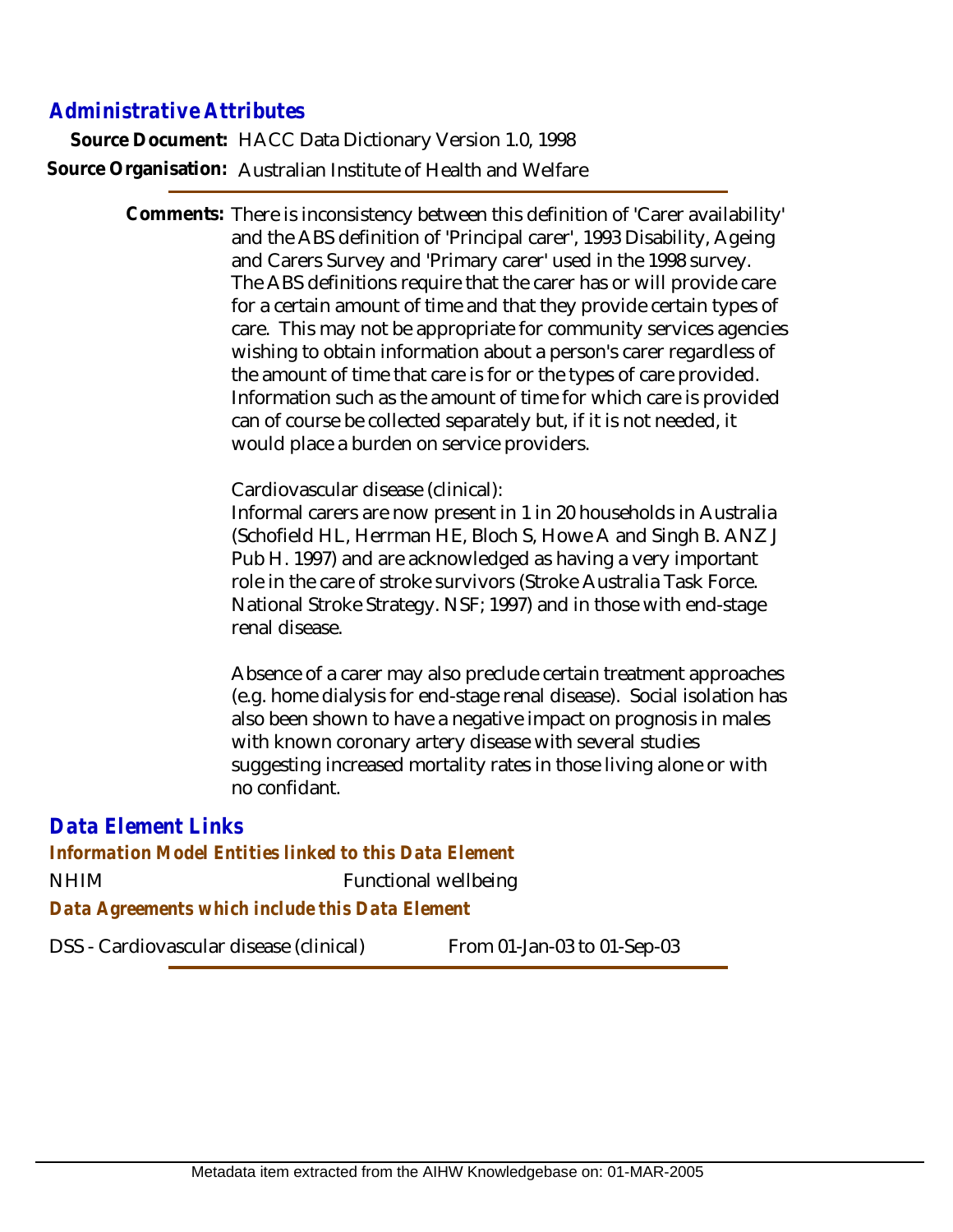## Administrative Attributes

**Source Document:** HACC Data Dictionary Version 1.0, 1998

**Source Organisation:** Australian Institute of Health and Welfare

**Comments:** There is inconsistency between this definition of 'Carer availability' and the ABS definition of 'Principal carer', 1993 Disability, Ageing and Carers Survey and 'Primary carer' used in the 1998 survey. The ABS definitions require that the carer has or will provide care for a certain amount of time and that they provide certain types of care. This may not be appropriate for community services agencies wishing to obtain information about a person's carer regardless of the amount of time that care is for or the types of care provided. Information such as the amount of time for which care is provided can of course be collected separately but, if it is not needed, it would place a burden on service providers.

Cardiovascular disease (clinical):
Informal carers are now present in 1 in 20 households in Australia (Schofield HL, Herrman HE, Bloch S, Howe A and Singh B. ANZ J Pub H. 1997) and are acknowledged as having a very important role in the care of stroke survivors (Stroke Australia Task Force. National Stroke Strategy. NSF; 1997) and in those with end-stage renal disease.

Absence of a carer may also preclude certain treatment approaches (e.g. home dialysis for end-stage renal disease). Social isolation has also been shown to have a negative impact on prognosis in males with known coronary artery disease with several studies suggesting increased mortality rates in those living alone or with no confidant.

## Data Element Links

### Information Model Entities linked to this Data Element

NHIM — Functional wellbeing

### Data Agreements which include this Data Element

DSS - Cardiovascular disease (clinical) — From 01-Jan-03 to 01-Sep-03